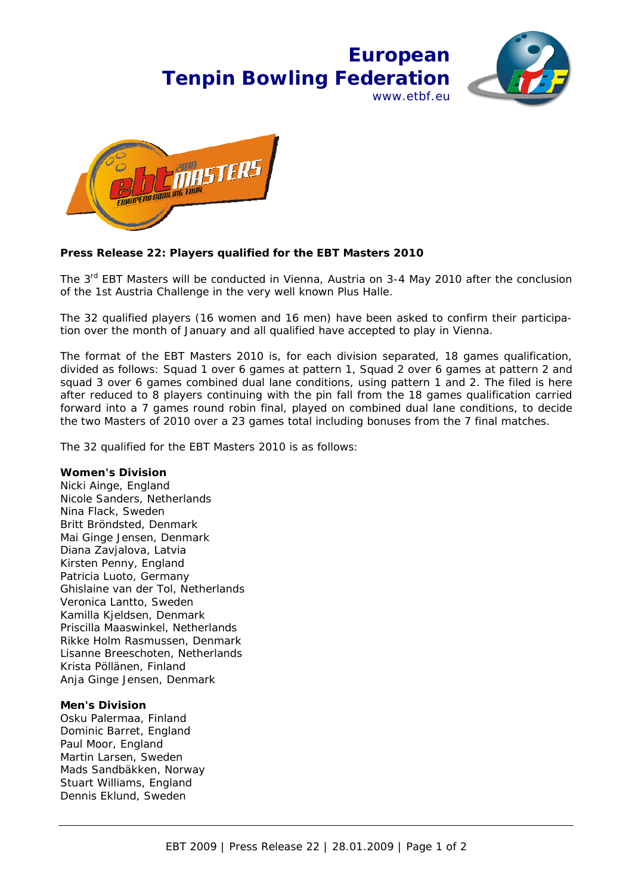**European Tenpin Bowling Federation**
www.etbf.eu

**Press Release 22: Players qualified for the EBT Masters 2010**

The 3rd EBT Masters will be conducted in Vienna, Austria on 3-4 May 2010 after the conclusion of the 1st Austria Challenge in the very well known Plus Halle.

The 32 qualified players (16 women and 16 men) have been asked to confirm their participation over the month of January and all qualified have accepted to play in Vienna.

The format of the EBT Masters 2010 is, for each division separated, 18 games qualification, divided as follows: Squad 1 over 6 games at pattern 1, Squad 2 over 6 games at pattern 2 and squad 3 over 6 games combined dual lane conditions, using pattern 1 and 2. The filed is here after reduced to 8 players continuing with the pin fall from the 18 games qualification carried forward into a 7 games round robin final, played on combined dual lane conditions, to decide the two Masters of 2010 over a 23 games total including bonuses from the 7 final matches.

The 32 qualified for the EBT Masters 2010 is as follows:

**Women's Division**
Nicki Ainge, England
Nicole Sanders, Netherlands
Nina Flack, Sweden
Britt Bröndsted, Denmark
Mai Ginge Jensen, Denmark
Diana Zavjalova, Latvia
Kirsten Penny, England
Patricia Luoto, Germany
Ghislaine van der Tol, Netherlands
Veronica Lantto, Sweden
Kamilla Kjeldsen, Denmark
Priscilla Maaswinkel, Netherlands
Rikke Holm Rasmussen, Denmark
Lisanne Breeschoten, Netherlands
Krista Pöllänen, Finland
Anja Ginge Jensen, Denmark

**Men's Division**
Osku Palermaa, Finland
Dominic Barret, England
Paul Moor, England
Martin Larsen, Sweden
Mads Sandbäkken, Norway
Stuart Williams, England
Dennis Eklund, Sweden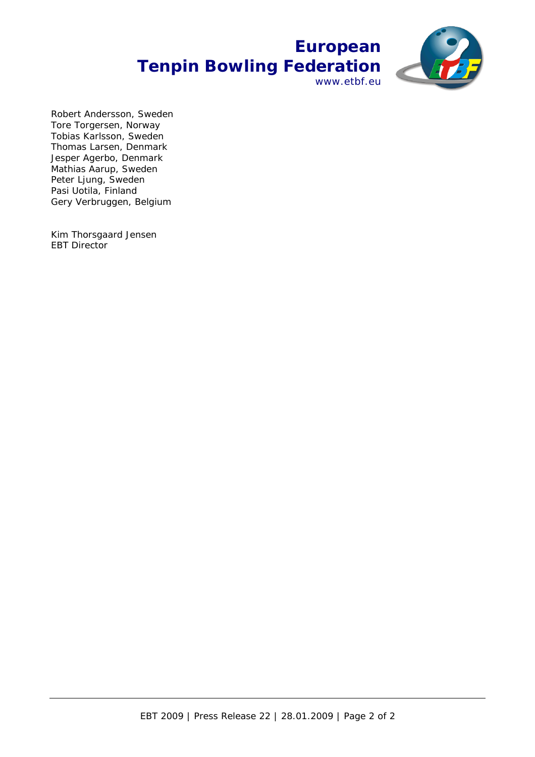Robert Andersson, Sweden
Tore Torgersen, Norway
Tobias Karlsson, Sweden
Thomas Larsen, Denmark
Jesper Agerbo, Denmark
Mathias Aarup, Sweden
Peter Ljung, Sweden
Pasi Uotila, Finland
Gery Verbruggen, Belgium

Kim Thorsgaard Jensen
EBT Director